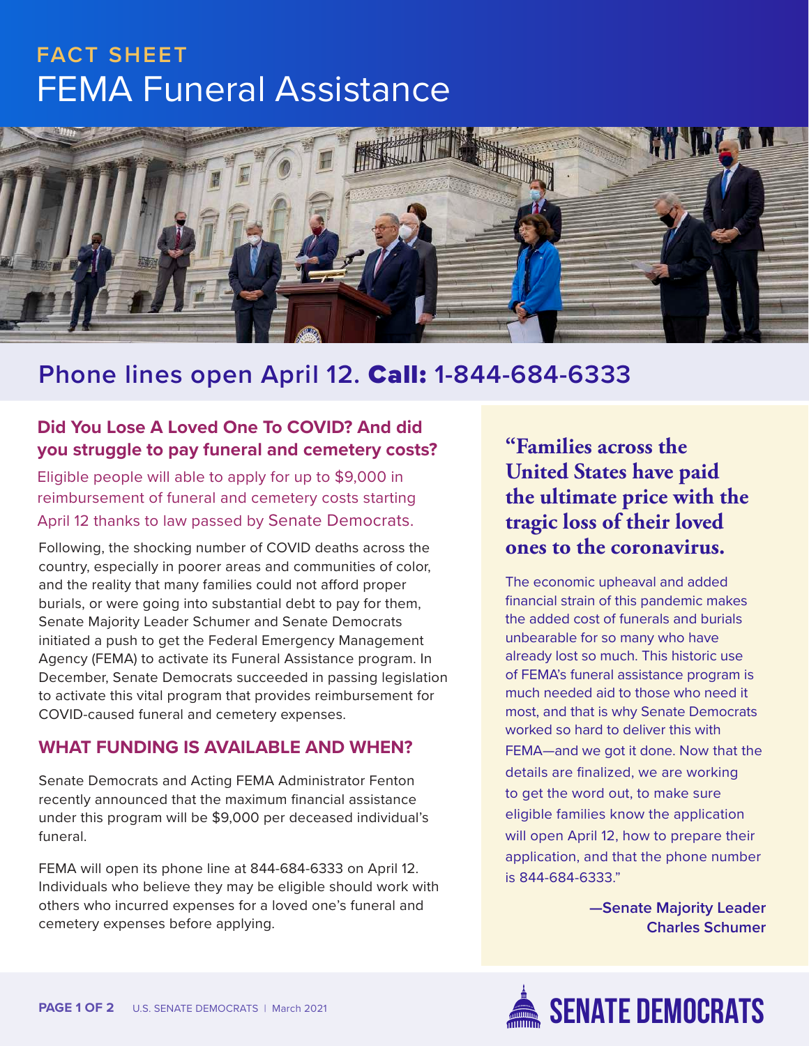**FACT SHEET**

# FEMA Funeral Assistance

## Phone lines open April 12. Call: 1-844-684-6333

### Did You Lose A Loved One To COVID? And did you struggle to pay funeral and cemetery costs?

Eligible people will able to apply for up to $9,000 in reimbursement of funeral and cemetery costs starting April 12 thanks to law passed by Senate Democrats.

Following, the shocking number of COVID deaths across the country, especially in poorer areas and communities of color, and the reality that many families could not afford proper burials, or were going into substantial debt to pay for them, Senate Majority Leader Schumer and Senate Democrats initiated a push to get the Federal Emergency Management Agency (FEMA) to activate its Funeral Assistance program. In December, Senate Democrats succeeded in passing legislation to activate this vital program that provides reimbursement for COVID-caused funeral and cemetery expenses.

### WHAT FUNDING IS AVAILABLE AND WHEN?

Senate Democrats and Acting FEMA Administrator Fenton recently announced that the maximum financial assistance under this program will be $9,000 per deceased individual's funeral.

FEMA will open its phone line at 844-684-6333 on April 12. Individuals who believe they may be eligible should work with others who incurred expenses for a loved one's funeral and cemetery expenses before applying.

> **"Families across the United States have paid the ultimate price with the tragic loss of their loved ones to the coronavirus.**
>
> The economic upheaval and added financial strain of this pandemic makes the added cost of funerals and burials unbearable for so many who have already lost so much. This historic use of FEMA's funeral assistance program is much needed aid to those who need it most, and that is why Senate Democrats worked so hard to deliver this with FEMA—and we got it done. Now that the details are finalized, we are working to get the word out, to make sure eligible families know the application will open April 12, how to prepare their application, and that the phone number is 844-684-6333."
>
> **—Senate Majority Leader Charles Schumer**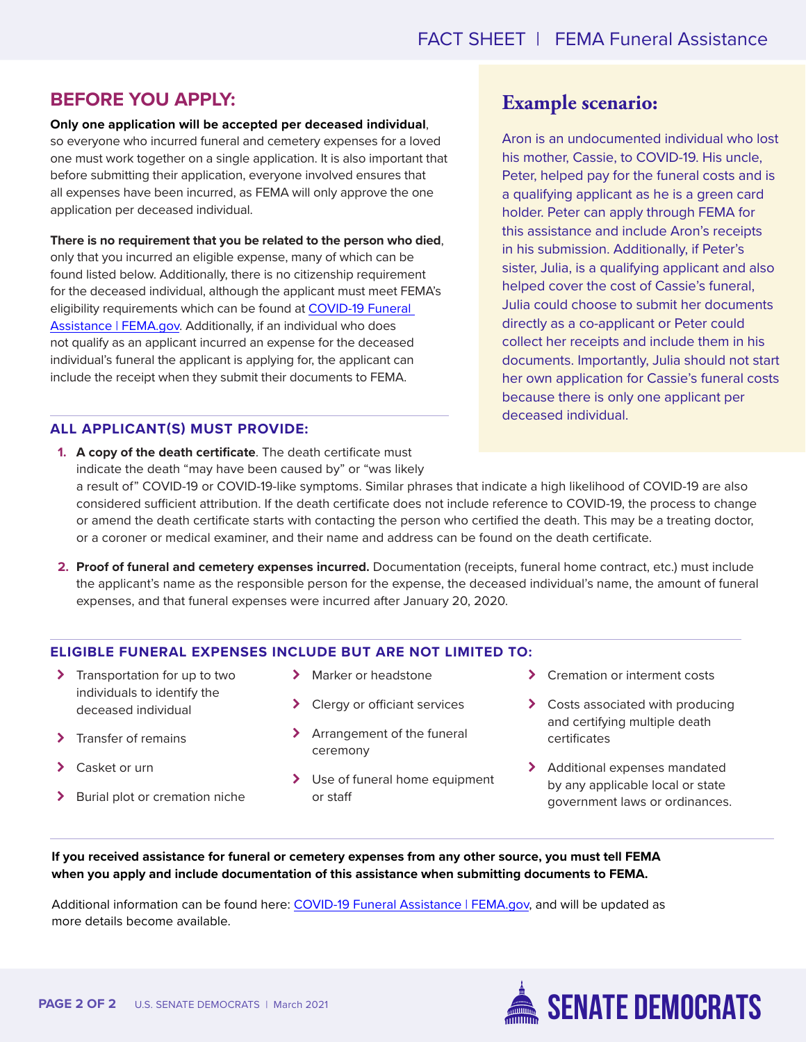## BEFORE YOU APPLY:

**Only one application will be accepted per deceased individual**, so everyone who incurred funeral and cemetery expenses for a loved one must work together on a single application. It is also important that before submitting their application, everyone involved ensures that all expenses have been incurred, as FEMA will only approve the one application per deceased individual.

**There is no requirement that you be related to the person who died**, only that you incurred an eligible expense, many of which can be found listed below. Additionally, there is no citizenship requirement for the deceased individual, although the applicant must meet FEMA's eligibility requirements which can be found at [COVID-19 Funeral Assistance | FEMA.gov](). Additionally, if an individual who does not qualify as an applicant incurred an expense for the deceased individual's funeral the applicant is applying for, the applicant can include the receipt when they submit their documents to FEMA.

## Example scenario:

Aron is an undocumented individual who lost his mother, Cassie, to COVID-19. His uncle, Peter, helped pay for the funeral costs and is a qualifying applicant as he is a green card holder. Peter can apply through FEMA for this assistance and include Aron's receipts in his submission. Additionally, if Peter's sister, Julia, is a qualifying applicant and also helped cover the cost of Cassie's funeral, Julia could choose to submit her documents directly as a co-applicant or Peter could collect her receipts and include them in his documents. Importantly, Julia should not start her own application for Cassie's funeral costs because there is only one applicant per deceased individual.

### ALL APPLICANT(S) MUST PROVIDE:

1. **A copy of the death certificate**. The death certificate must indicate the death "may have been caused by" or "was likely a result of" COVID-19 or COVID-19-like symptoms. Similar phrases that indicate a high likelihood of COVID-19 are also considered sufficient attribution. If the death certificate does not include reference to COVID-19, the process to change or amend the death certificate starts with contacting the person who certified the death. This may be a treating doctor, or a coroner or medical examiner, and their name and address can be found on the death certificate.
2. **Proof of funeral and cemetery expenses incurred.** Documentation (receipts, funeral home contract, etc.) must include the applicant's name as the responsible person for the expense, the deceased individual's name, the amount of funeral expenses, and that funeral expenses were incurred after January 20, 2020.

### ELIGIBLE FUNERAL EXPENSES INCLUDE BUT ARE NOT LIMITED TO:

- Transportation for up to two individuals to identify the deceased individual
- Transfer of remains
- Casket or urn
- Burial plot or cremation niche
- Marker or headstone
- Clergy or officiant services
- Arrangement of the funeral ceremony
- Use of funeral home equipment or staff
- Cremation or interment costs
- Costs associated with producing and certifying multiple death certificates
- Additional expenses mandated by any applicable local or state government laws or ordinances.

**If you received assistance for funeral or cemetery expenses from any other source, you must tell FEMA when you apply and include documentation of this assistance when submitting documents to FEMA.**

Additional information can be found here: [COVID-19 Funeral Assistance | FEMA.gov](), and will be updated as more details become available.